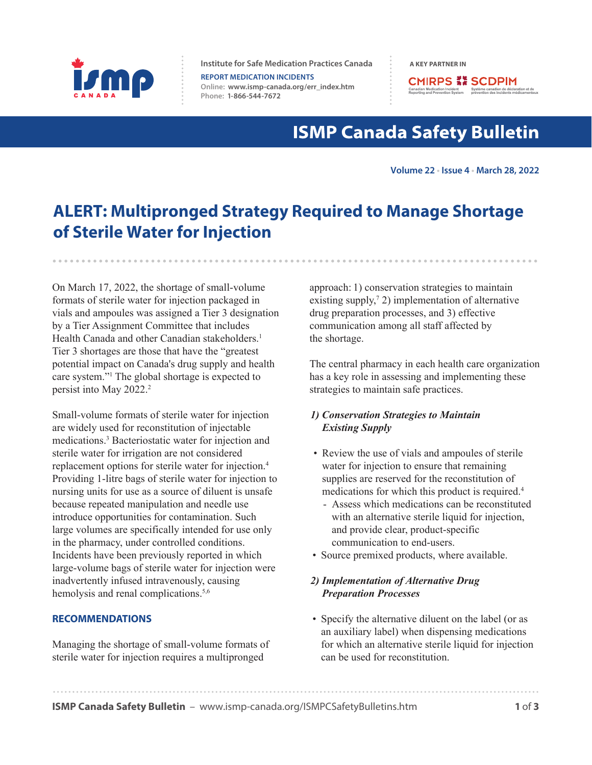Institute for Safe Medication Practices Canada

REPORT MEDICATION INCIDENTS

Online: www.ismp-canada.org/err_index.htm

Phone: 1-866-544-7672

A KEY PARTNER IN CMIRPS SCDPIM

# ISMP Canada Safety Bulletin

Volume 22 • Issue 4 • March 28, 2022

## ALERT: Multipronged Strategy Required to Manage Shortage of Sterile Water for Injection

On March 17, 2022, the shortage of small-volume formats of sterile water for injection packaged in vials and ampoules was assigned a Tier 3 designation by a Tier Assignment Committee that includes Health Canada and other Canadian stakeholders.[1] Tier 3 shortages are those that have the "greatest potential impact on Canada's drug supply and health care system."[1] The global shortage is expected to persist into May 2022.[2]

Small-volume formats of sterile water for injection are widely used for reconstitution of injectable medications.[3] Bacteriostatic water for injection and sterile water for irrigation are not considered replacement options for sterile water for injection.[4] Providing 1-litre bags of sterile water for injection to nursing units for use as a source of diluent is unsafe because repeated manipulation and needle use introduce opportunities for contamination. Such large volumes are specifically intended for use only in the pharmacy, under controlled conditions. Incidents have been previously reported in which large-volume bags of sterile water for injection were inadvertently infused intravenously, causing hemolysis and renal complications.[5,6]

### RECOMMENDATIONS

Managing the shortage of small-volume formats of sterile water for injection requires a multipronged approach: 1) conservation strategies to maintain existing supply,[7] 2) implementation of alternative drug preparation processes, and 3) effective communication among all staff affected by the shortage.

The central pharmacy in each health care organization has a key role in assessing and implementing these strategies to maintain safe practices.

#### *1) Conservation Strategies to Maintain Existing Supply*

- Review the use of vials and ampoules of sterile water for injection to ensure that remaining supplies are reserved for the reconstitution of medications for which this product is required.[4]
  - Assess which medications can be reconstituted with an alternative sterile liquid for injection, and provide clear, product-specific communication to end-users.
- Source premixed products, where available.

#### *2) Implementation of Alternative Drug Preparation Processes*

- Specify the alternative diluent on the label (or as an auxiliary label) when dispensing medications for which an alternative sterile liquid for injection can be used for reconstitution.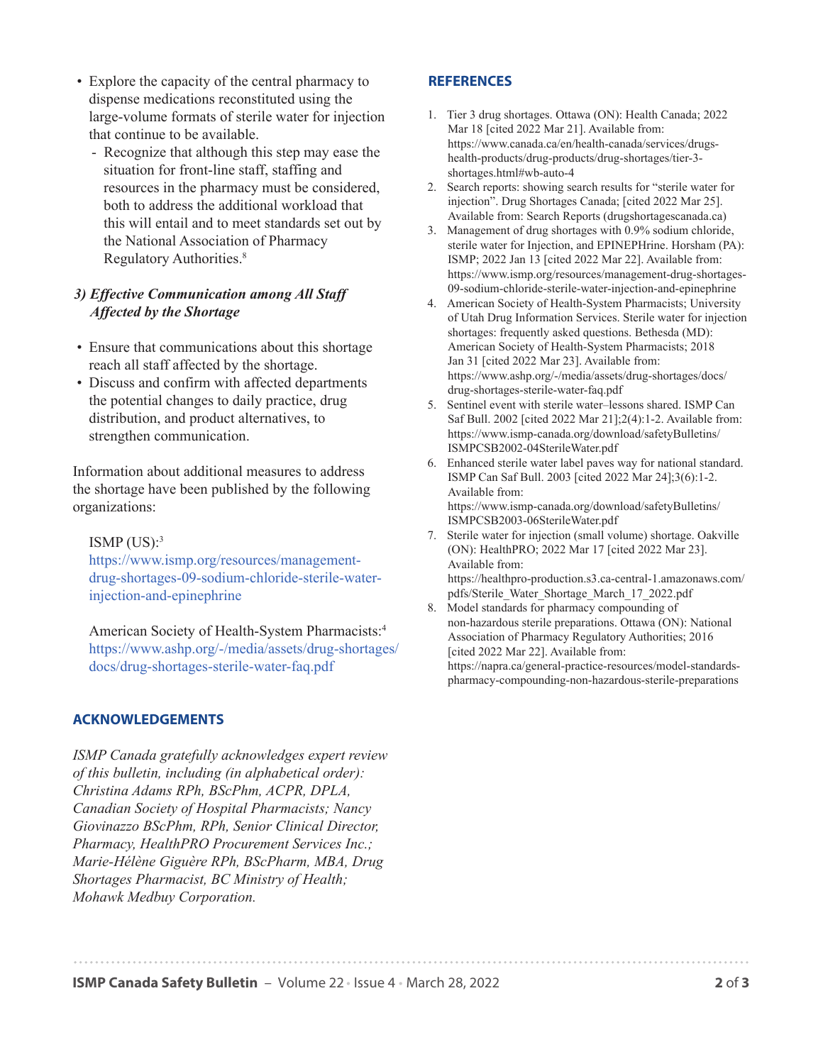- Explore the capacity of the central pharmacy to dispense medications reconstituted using the large-volume formats of sterile water for injection that continue to be available.
  - Recognize that although this step may ease the situation for front-line staff, staffing and resources in the pharmacy must be considered, both to address the additional workload that this will entail and to meet standards set out by the National Association of Pharmacy Regulatory Authorities.[8]

### *3) Effective Communication among All Staff Affected by the Shortage*

- Ensure that communications about this shortage reach all staff affected by the shortage.
- Discuss and confirm with affected departments the potential changes to daily practice, drug distribution, and product alternatives, to strengthen communication.

Information about additional measures to address the shortage have been published by the following organizations:

ISMP (US):[3]
https://www.ismp.org/resources/management-drug-shortages-09-sodium-chloride-sterile-water-injection-and-epinephrine

American Society of Health-System Pharmacists:[4]
https://www.ashp.org/-/media/assets/drug-shortages/docs/drug-shortages-sterile-water-faq.pdf

## ACKNOWLEDGEMENTS

*ISMP Canada gratefully acknowledges expert review of this bulletin, including (in alphabetical order): Christina Adams RPh, BScPhm, ACPR, DPLA, Canadian Society of Hospital Pharmacists; Nancy Giovinazzo BScPhm, RPh, Senior Clinical Director, Pharmacy, HealthPRO Procurement Services Inc.; Marie-Hélène Giguère RPh, BScPharm, MBA, Drug Shortages Pharmacist, BC Ministry of Health; Mohawk Medbuy Corporation.*

## REFERENCES

1. Tier 3 drug shortages. Ottawa (ON): Health Canada; 2022 Mar 18 [cited 2022 Mar 21]. Available from: https://www.canada.ca/en/health-canada/services/drugs-health-products/drug-products/drug-shortages/tier-3-shortages.html#wb-auto-4
2. Search reports: showing search results for "sterile water for injection". Drug Shortages Canada; [cited 2022 Mar 25]. Available from: Search Reports (drugshortagescanada.ca)
3. Management of drug shortages with 0.9% sodium chloride, sterile water for Injection, and EPINEPHrine. Horsham (PA): ISMP; 2022 Jan 13 [cited 2022 Mar 22]. Available from: https://www.ismp.org/resources/management-drug-shortages-09-sodium-chloride-sterile-water-injection-and-epinephrine
4. American Society of Health-System Pharmacists; University of Utah Drug Information Services. Sterile water for injection shortages: frequently asked questions. Bethesda (MD): American Society of Health-System Pharmacists; 2018 Jan 31 [cited 2022 Mar 23]. Available from: https://www.ashp.org/-/media/assets/drug-shortages/docs/drug-shortages-sterile-water-faq.pdf
5. Sentinel event with sterile water–lessons shared. ISMP Can Saf Bull. 2002 [cited 2022 Mar 21];2(4):1-2. Available from: https://www.ismp-canada.org/download/safetyBulletins/ISMPCSB2002-04SterileWater.pdf
6. Enhanced sterile water label paves way for national standard. ISMP Can Saf Bull. 2003 [cited 2022 Mar 24];3(6):1-2. Available from: https://www.ismp-canada.org/download/safetyBulletins/ISMPCSB2003-06SterileWater.pdf
7. Sterile water for injection (small volume) shortage. Oakville (ON): HealthPRO; 2022 Mar 17 [cited 2022 Mar 23]. Available from: https://healthpro-production.s3.ca-central-1.amazonaws.com/pdfs/Sterile_Water_Shortage_March_17_2022.pdf
8. Model standards for pharmacy compounding of non-hazardous sterile preparations. Ottawa (ON): National Association of Pharmacy Regulatory Authorities; 2016 [cited 2022 Mar 22]. Available from: https://napra.ca/general-practice-resources/model-standards-pharmacy-compounding-non-hazardous-sterile-preparations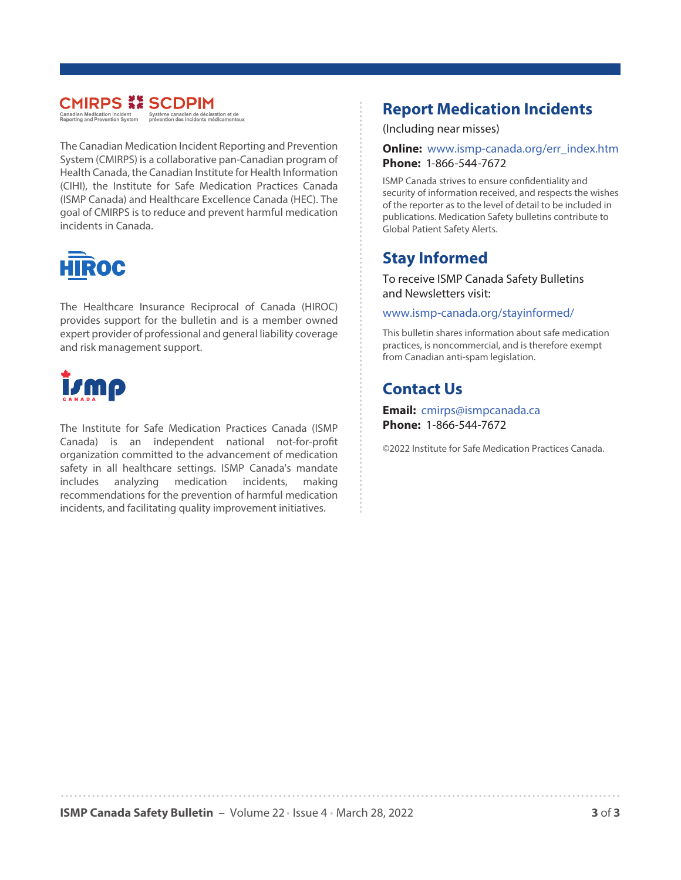CMIRPS SCDPIM

Canadian Medication Incident Reporting and Prevention System

Système canadien de déclaration et de prévention des incidents médicamenteux

The Canadian Medication Incident Reporting and Prevention System (CMIRPS) is a collaborative pan-Canadian program of Health Canada, the Canadian Institute for Health Information (CIHI), the Institute for Safe Medication Practices Canada (ISMP Canada) and Healthcare Excellence Canada (HEC). The goal of CMIRPS is to reduce and prevent harmful medication incidents in Canada.

HIROC

The Healthcare Insurance Reciprocal of Canada (HIROC) provides support for the bulletin and is a member owned expert provider of professional and general liability coverage and risk management support.

ismp CANADA

The Institute for Safe Medication Practices Canada (ISMP Canada) is an independent national not-for-profit organization committed to the advancement of medication safety in all healthcare settings. ISMP Canada's mandate includes analyzing medication incidents, making recommendations for the prevention of harmful medication incidents, and facilitating quality improvement initiatives.

## Report Medication Incidents

(Including near misses)

**Online:** www.ismp-canada.org/err_index.htm
**Phone:** 1-866-544-7672

ISMP Canada strives to ensure confidentiality and security of information received, and respects the wishes of the reporter as to the level of detail to be included in publications. Medication Safety bulletins contribute to Global Patient Safety Alerts.

## Stay Informed

To receive ISMP Canada Safety Bulletins and Newsletters visit:

www.ismp-canada.org/stayinformed/

This bulletin shares information about safe medication practices, is noncommercial, and is therefore exempt from Canadian anti-spam legislation.

## Contact Us

**Email:** cmirps@ismpcanada.ca
**Phone:** 1-866-544-7672

©2022 Institute for Safe Medication Practices Canada.